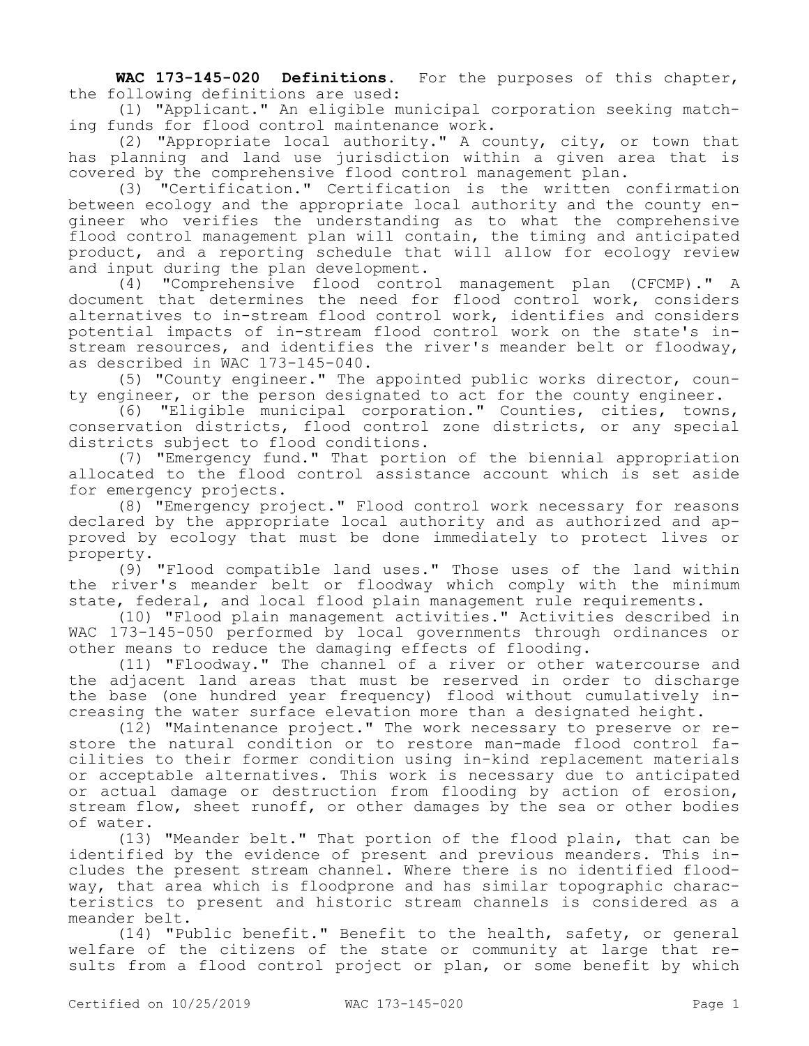**WAC 173-145-020 Definitions.** For the purposes of this chapter, the following definitions are used:

(1) "Applicant." An eligible municipal corporation seeking matching funds for flood control maintenance work.

(2) "Appropriate local authority." A county, city, or town that has planning and land use jurisdiction within a given area that is covered by the comprehensive flood control management plan.

(3) "Certification." Certification is the written confirmation between ecology and the appropriate local authority and the county engineer who verifies the understanding as to what the comprehensive flood control management plan will contain, the timing and anticipated product, and a reporting schedule that will allow for ecology review and input during the plan development.

(4) "Comprehensive flood control management plan (CFCMP)." A document that determines the need for flood control work, considers alternatives to in-stream flood control work, identifies and considers potential impacts of in-stream flood control work on the state's in-stream resources, and identifies the river's meander belt or floodway, as described in WAC 173-145-040.

(5) "County engineer." The appointed public works director, county engineer, or the person designated to act for the county engineer.

(6) "Eligible municipal corporation." Counties, cities, towns, conservation districts, flood control zone districts, or any special districts subject to flood conditions.

(7) "Emergency fund." That portion of the biennial appropriation allocated to the flood control assistance account which is set aside for emergency projects.

(8) "Emergency project." Flood control work necessary for reasons declared by the appropriate local authority and as authorized and approved by ecology that must be done immediately to protect lives or property.

(9) "Flood compatible land uses." Those uses of the land within the river's meander belt or floodway which comply with the minimum state, federal, and local flood plain management rule requirements.

(10) "Flood plain management activities." Activities described in WAC 173-145-050 performed by local governments through ordinances or other means to reduce the damaging effects of flooding.

(11) "Floodway." The channel of a river or other watercourse and the adjacent land areas that must be reserved in order to discharge the base (one hundred year frequency) flood without cumulatively increasing the water surface elevation more than a designated height.

(12) "Maintenance project." The work necessary to preserve or restore the natural condition or to restore man-made flood control facilities to their former condition using in-kind replacement materials or acceptable alternatives. This work is necessary due to anticipated or actual damage or destruction from flooding by action of erosion, stream flow, sheet runoff, or other damages by the sea or other bodies of water.

(13) "Meander belt." That portion of the flood plain, that can be identified by the evidence of present and previous meanders. This includes the present stream channel. Where there is no identified floodway, that area which is floodprone and has similar topographic characteristics to present and historic stream channels is considered as a meander belt.

(14) "Public benefit." Benefit to the health, safety, or general welfare of the citizens of the state or community at large that results from a flood control project or plan, or some benefit by which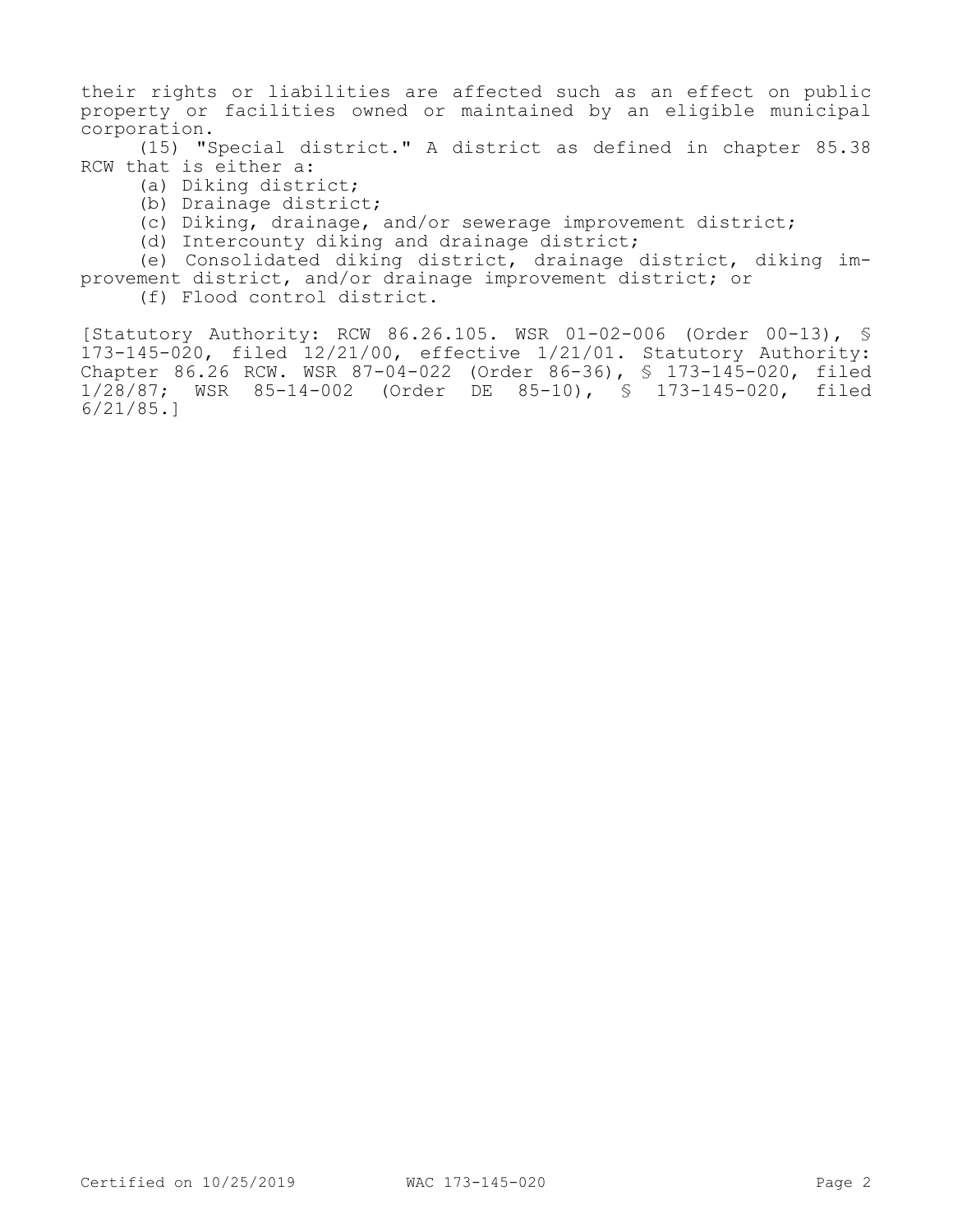their rights or liabilities are affected such as an effect on public property or facilities owned or maintained by an eligible municipal corporation.

(15) "Special district." A district as defined in chapter 85.38 RCW that is either a:

(a) Diking district;

(b) Drainage district;

(c) Diking, drainage, and/or sewerage improvement district;

(d) Intercounty diking and drainage district;

(e) Consolidated diking district, drainage district, diking improvement district, and/or drainage improvement district; or

(f) Flood control district.

[Statutory Authority: RCW 86.26.105. WSR 01-02-006 (Order 00-13), § 173-145-020, filed 12/21/00, effective 1/21/01. Statutory Authority: Chapter 86.26 RCW. WSR 87-04-022 (Order 86-36), § 173-145-020, filed 1/28/87; WSR 85-14-002 (Order DE 85-10), § 173-145-020, filed 6/21/85.]